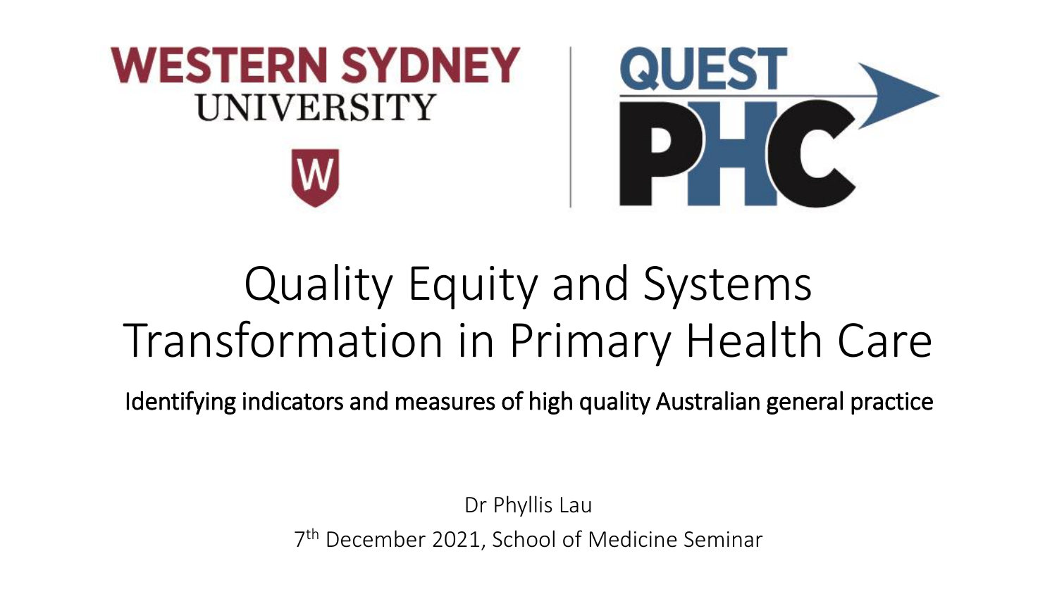WESTERN SYDNEY UNIVERSITY

QUEST PHC

# Quality Equity and Systems Transformation in Primary Health Care

## Identifying indicators and measures of high quality Australian general practice

Dr Phyllis Lau

7th December 2021, School of Medicine Seminar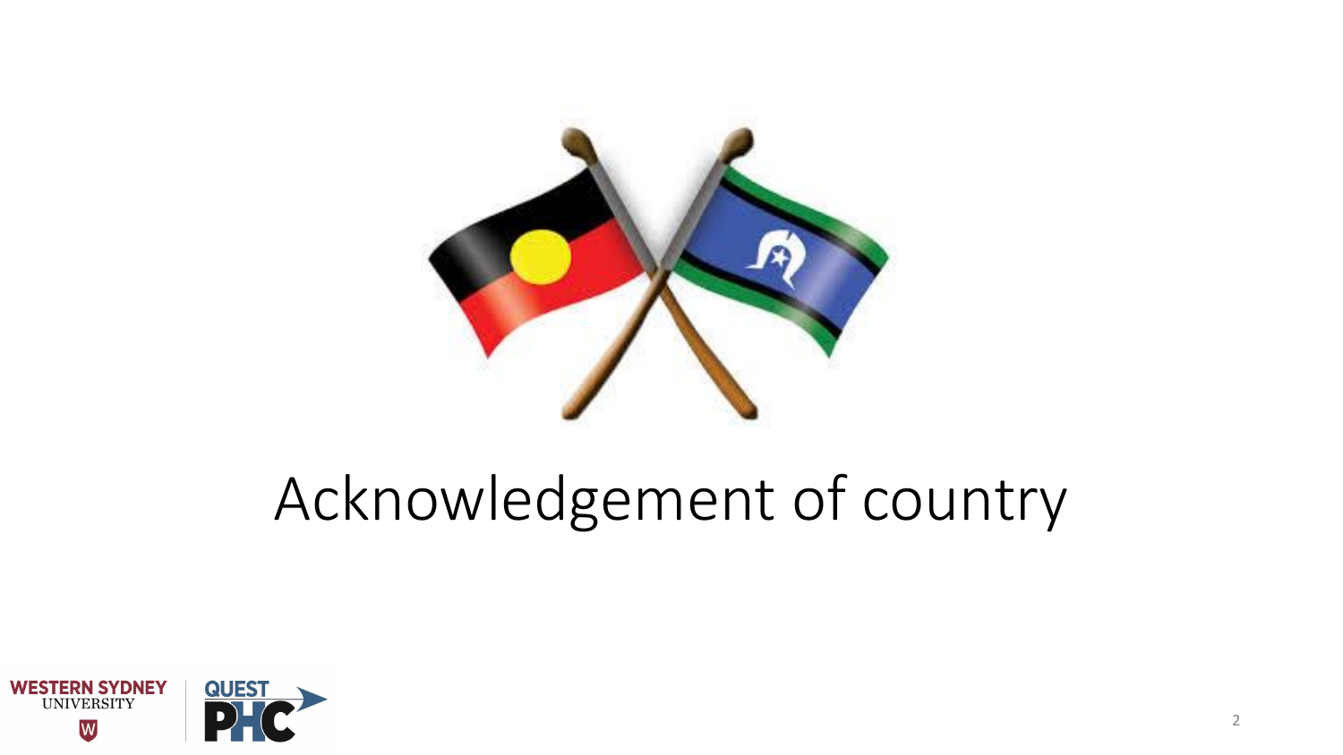# Acknowledgement of country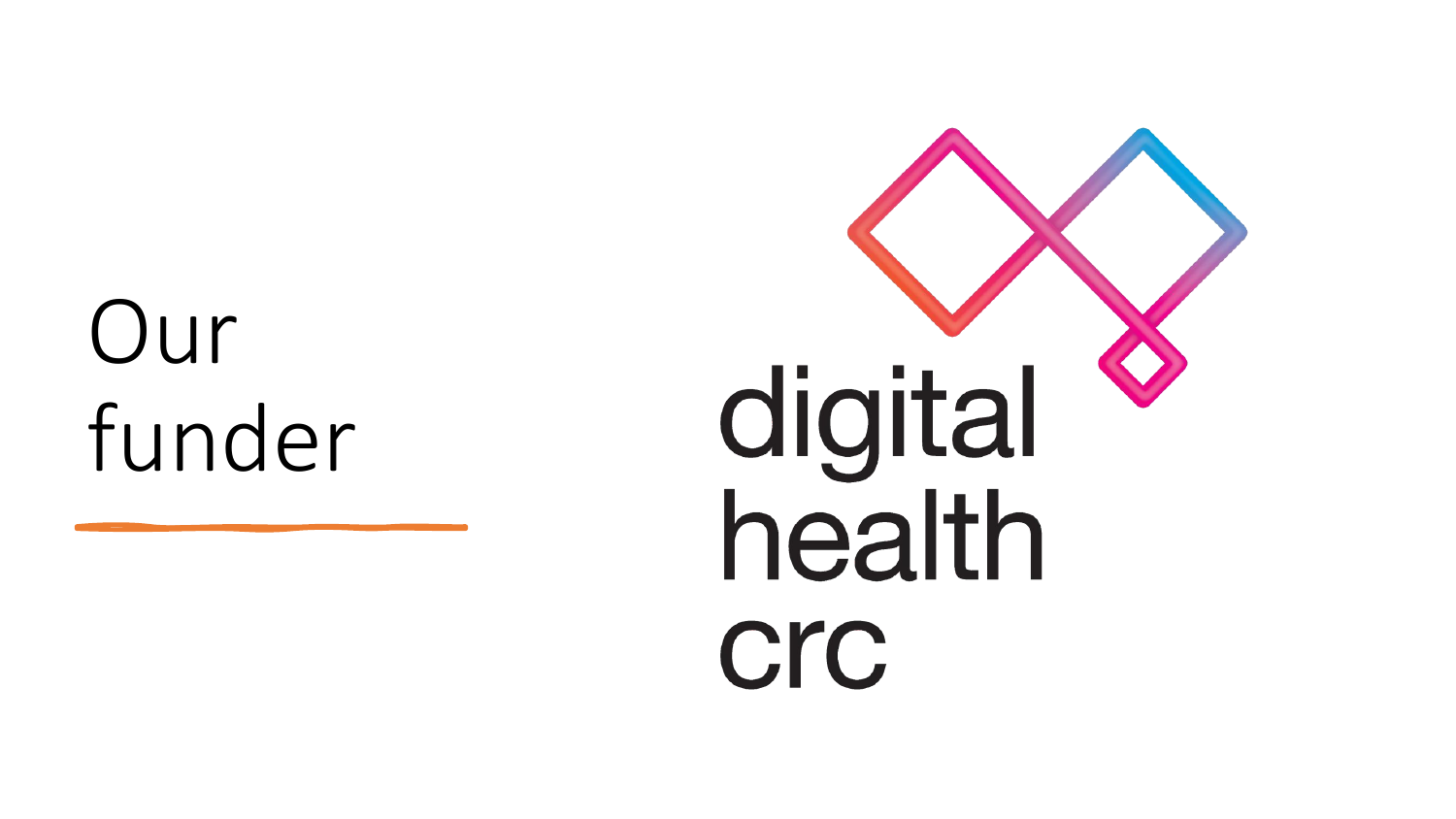# Our funder

digital health crc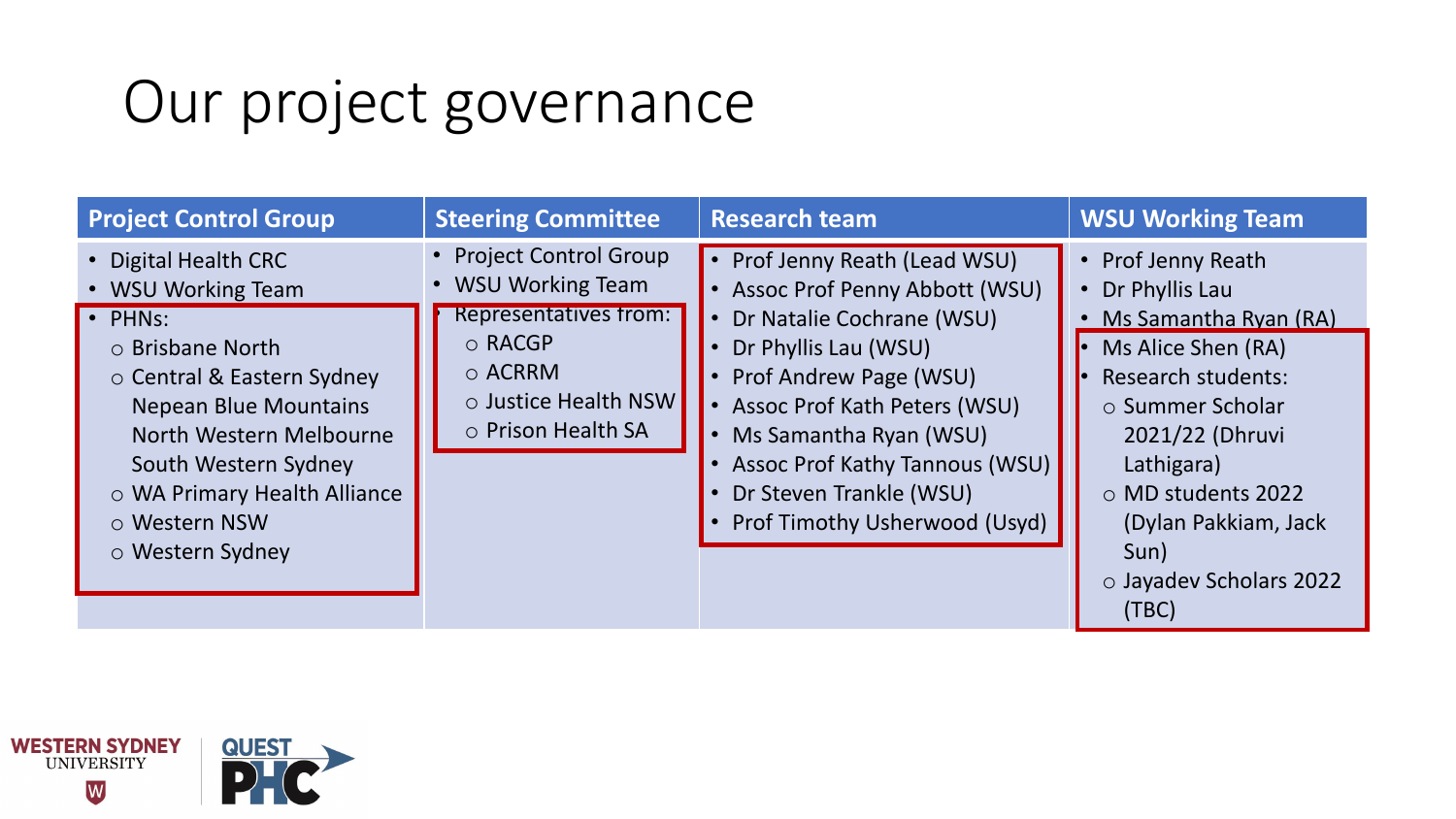# Our project governance

| Project Control Group | Steering Committee | Research team | WSU Working Team |
|---|---|---|---|
| • Digital Health CRC<br>• WSU Working Team<br>• PHNs:<br>  ○ Brisbane North<br>  ○ Central & Eastern Sydney<br>  Nepean Blue Mountains<br>  North Western Melbourne<br>  South Western Sydney<br>  ○ WA Primary Health Alliance<br>  ○ Western NSW<br>  ○ Western Sydney | • Project Control Group<br>• WSU Working Team<br>• Representatives from:<br>  ○ RACGP<br>  ○ ACRRM<br>  ○ Justice Health NSW<br>  ○ Prison Health SA | • Prof Jenny Reath (Lead WSU)<br>• Assoc Prof Penny Abbott (WSU)<br>• Dr Natalie Cochrane (WSU)<br>• Dr Phyllis Lau (WSU)<br>• Prof Andrew Page (WSU)<br>• Assoc Prof Kath Peters (WSU)<br>• Ms Samantha Ryan (WSU)<br>• Assoc Prof Kathy Tannous (WSU)<br>• Dr Steven Trankle (WSU)<br>• Prof Timothy Usherwood (Usyd) | • Prof Jenny Reath<br>• Dr Phyllis Lau<br>• Ms Samantha Ryan (RA)<br>• Ms Alice Shen (RA)<br>• Research students:<br>  ○ Summer Scholar 2021/22 (Dhruvi Lathigara)<br>  ○ MD students 2022 (Dylan Pakkiam, Jack Sun)<br>  ○ Jayadev Scholars 2022 (TBC) |

WESTERN SYDNEY UNIVERSITY

QUEST PHC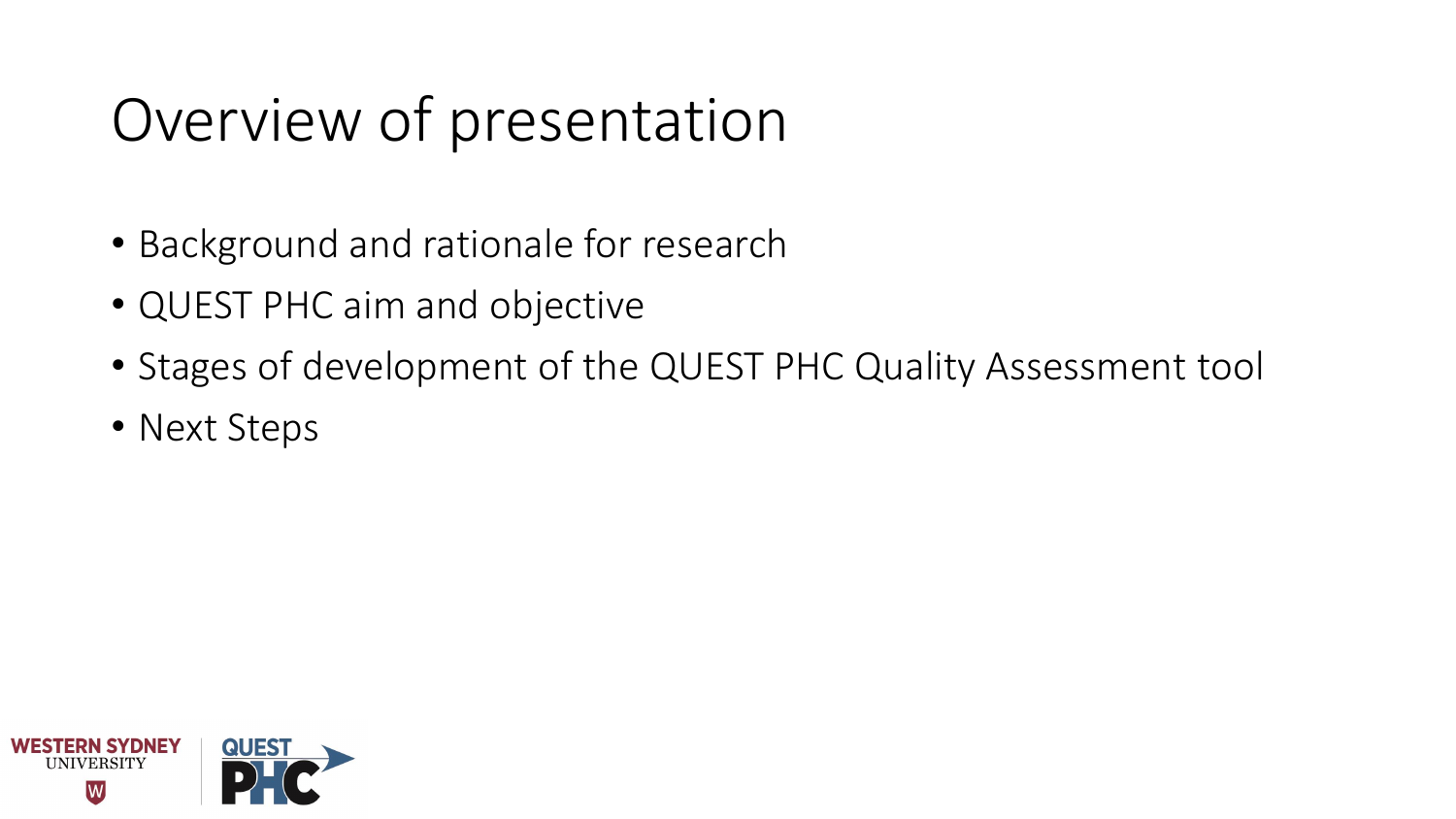# Overview of presentation

- Background and rationale for research
- QUEST PHC aim and objective
- Stages of development of the QUEST PHC Quality Assessment tool
- Next Steps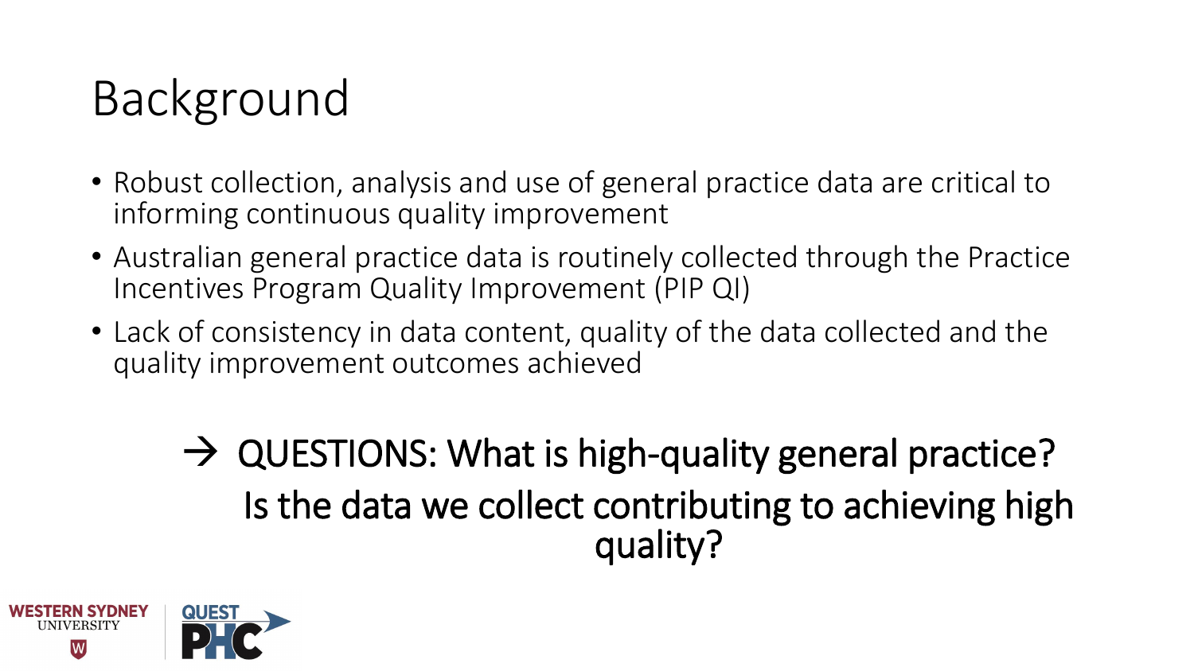# Background

- Robust collection, analysis and use of general practice data are critical to informing continuous quality improvement
- Australian general practice data is routinely collected through the Practice Incentives Program Quality Improvement (PIP QI)
- Lack of consistency in data content, quality of the data collected and the quality improvement outcomes achieved

→ QUESTIONS: What is high-quality general practice?
Is the data we collect contributing to achieving high quality?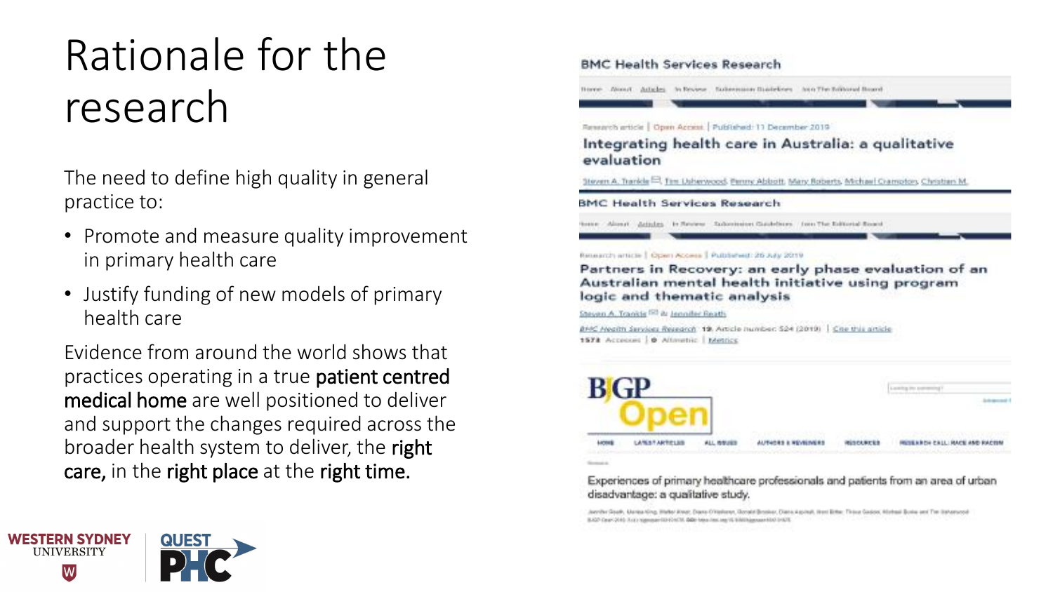# Rationale for the research

The need to define high quality in general practice to:

- Promote and measure quality improvement in primary health care
- Justify funding of new models of primary health care

Evidence from around the world shows that practices operating in a true **patient centred medical home** are well positioned to deliver and support the changes required across the broader health system to deliver, the **right care**, in the **right place** at the **right time.**

BMC Health Services Research

Research article | Open Access | Published: 11 December 2019

Integrating health care in Australia: a qualitative evaluation

Steven A. Trankle, Tim Usherwood, Penny Abbott, Mary Roberts, Michael Crampton, Christian M.

BMC Health Services Research

Research article | Open Access | Published: 26 July 2019

Partners in Recovery: an early phase evaluation of an Australian mental health initiative using program logic and thematic analysis

Steven A. Trankle & Jennifer Reath

BMC Health Services Research 19, Article number: 524 (2019) | Cite this article

1573 Accesses | 0 Altmetric | Metrics

BJGP Open

Experiences of primary healthcare professionals and patients from an area of urban disadvantage: a qualitative study.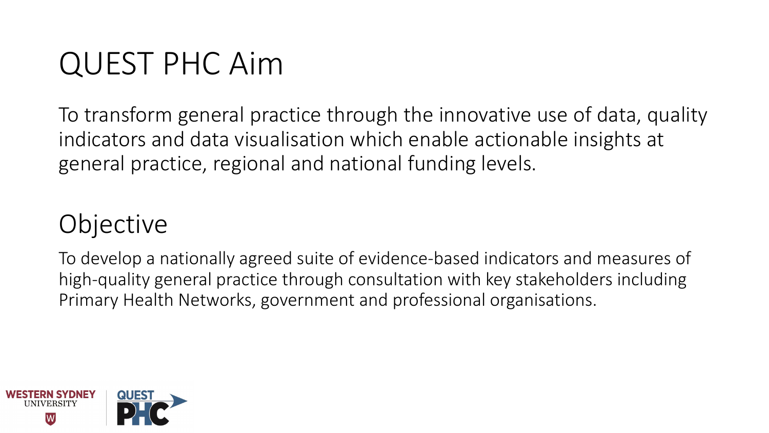# QUEST PHC Aim

To transform general practice through the innovative use of data, quality indicators and data visualisation which enable actionable insights at general practice, regional and national funding levels.

## Objective

To develop a nationally agreed suite of evidence-based indicators and measures of high-quality general practice through consultation with key stakeholders including Primary Health Networks, government and professional organisations.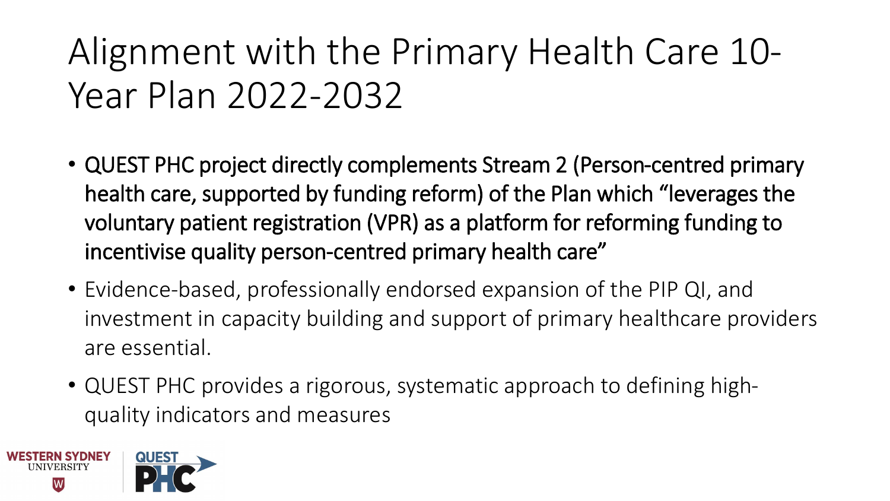# Alignment with the Primary Health Care 10-Year Plan 2022-2032

- QUEST PHC project directly complements Stream 2 (Person-centred primary health care, supported by funding reform) of the Plan which "leverages the voluntary patient registration (VPR) as a platform for reforming funding to incentivise quality person-centred primary health care"
- Evidence-based, professionally endorsed expansion of the PIP QI, and investment in capacity building and support of primary healthcare providers are essential.
- QUEST PHC provides a rigorous, systematic approach to defining high-quality indicators and measures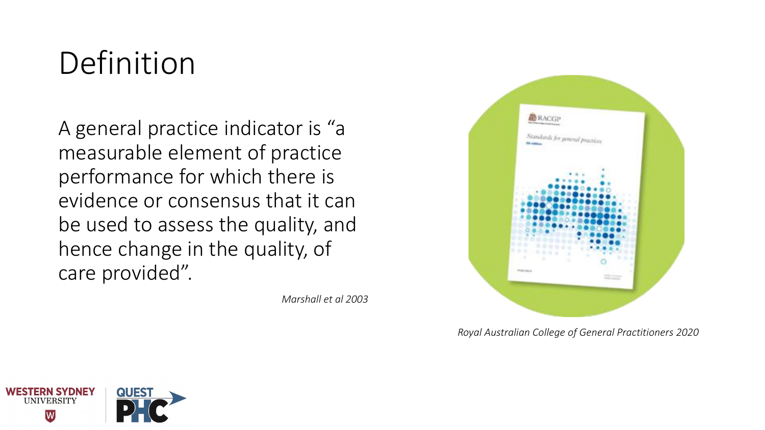# Definition

A general practice indicator is "a measurable element of practice performance for which there is evidence or consensus that it can be used to assess the quality, and hence change in the quality, of care provided".

*Marshall et al 2003*

*Royal Australian College of General Practitioners 2020*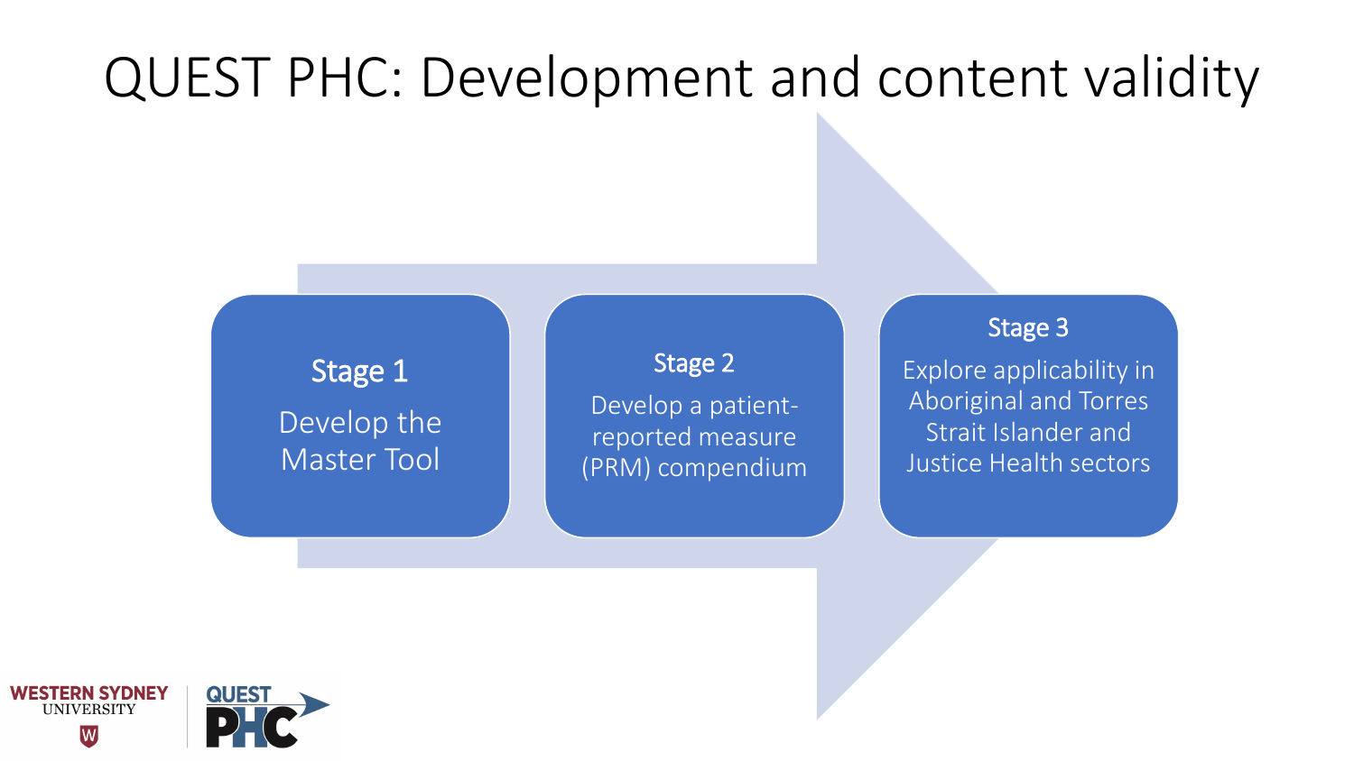# QUEST PHC: Development and content validity

**Stage 1**

Develop the Master Tool

**Stage 2**

Develop a patient-reported measure (PRM) compendium

**Stage 3**

Explore applicability in Aboriginal and Torres Strait Islander and Justice Health sectors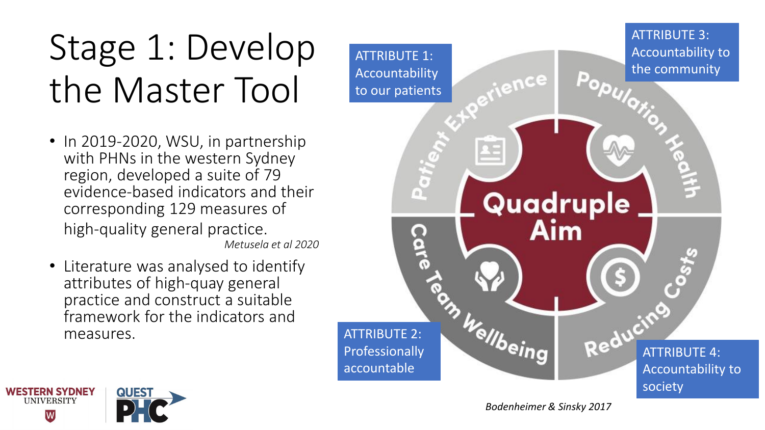# Stage 1: Develop the Master Tool

- In 2019-2020, WSU, in partnership with PHNs in the western Sydney region, developed a suite of 79 evidence-based indicators and their corresponding 129 measures of high-quality general practice. *Metusela et al 2020*
- Literature was analysed to identify attributes of high-quay general practice and construct a suitable framework for the indicators and measures.

ATTRIBUTE 1: Accountability to our patients

ATTRIBUTE 2: Professionally accountable

ATTRIBUTE 3: Accountability to the community

ATTRIBUTE 4: Accountability to society

Quadruple Aim

Patient Experience

Population Health

Care Team Wellbeing

Reducing Costs

*Bodenheimer & Sinsky 2017*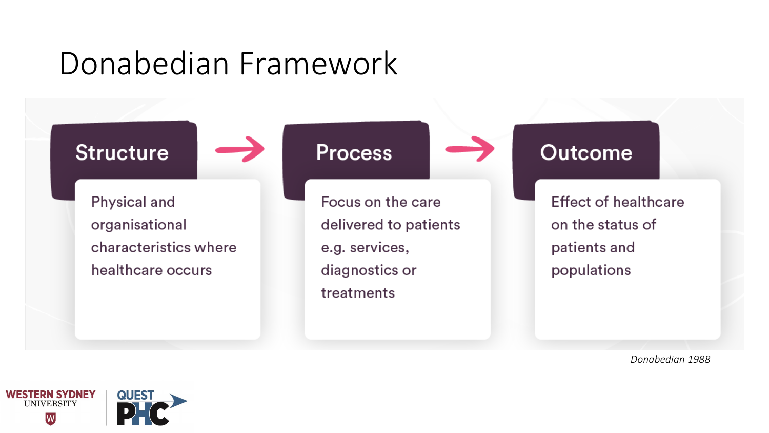# Donabedian Framework

**Structure** → **Process** → **Outcome**

**Structure**

Physical and organisational characteristics where healthcare occurs

**Process**

Focus on the care delivered to patients e.g. services, diagnostics or treatments

**Outcome**

Effect of healthcare on the status of patients and populations

*Donabedian 1988*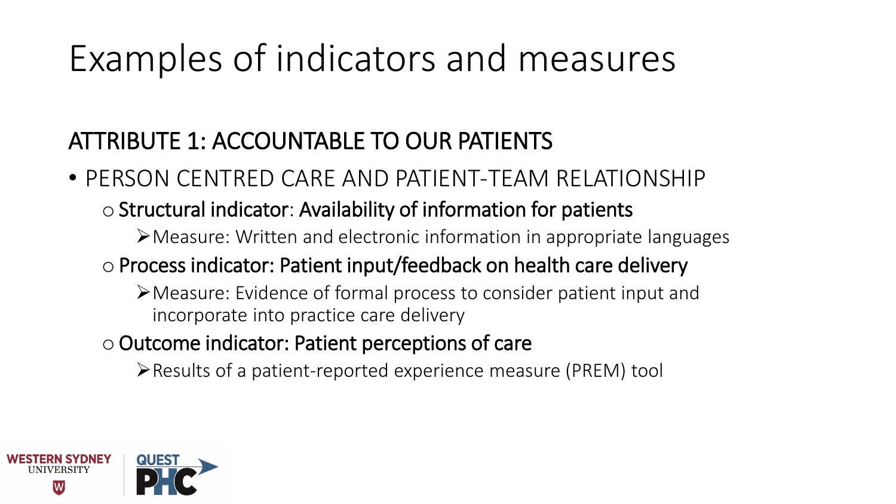# Examples of indicators and measures

## ATTRIBUTE 1: ACCOUNTABLE TO OUR PATIENTS

- PERSON CENTRED CARE AND PATIENT-TEAM RELATIONSHIP
  - Structural indicator: Availability of information for patients
    - Measure: Written and electronic information in appropriate languages
  - Process indicator: Patient input/feedback on health care delivery
    - Measure: Evidence of formal process to consider patient input and incorporate into practice care delivery
  - Outcome indicator: Patient perceptions of care
    - Results of a patient-reported experience measure (PREM) tool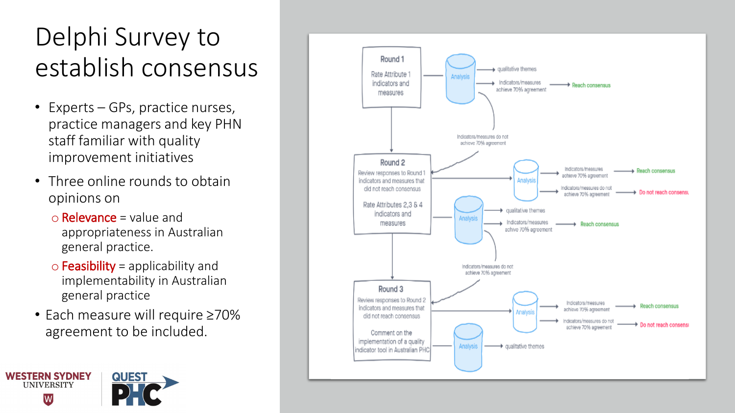# Delphi Survey to establish consensus

- Experts – GPs, practice nurses, practice managers and key PHN staff familiar with quality improvement initiatives
- Three online rounds to obtain opinions on
  - Relevance = value and appropriateness in Australian general practice.
  - Feasibility = applicability and implementability in Australian general practice
- Each measure will require ≥70% agreement to be included.

**Round 1**
Rate Attribute 1 indicators and measures
→ Analysis → qualitative themes
→ Analysis → Indicators/measures achieve 70% agreement → Reach consensus
→ Analysis → Indicators/measures do not achieve 70% agreement → Round 2

**Round 2**
Review responses to Round 1 indicators and measures that did not reach consensus
→ Analysis → Indicators/measures achieve 70% agreement → Reach consensus
→ Analysis → Indicators/measures do not achieve 70% agreement → Do not reach consensus

Rate Attributes 2,3 & 4 indicators and measures
→ Analysis → qualitative themes
→ Analysis → Indicators/measures achive 70% agreement → Reach consensus
→ Analysis → Indicators/measures do not achieve 70% agreement → Round 3

**Round 3**
Review responses to Round 2 indicators and measures that did not reach consensus
→ Analysis → Indicators/measures achive 70% agreement → Reach consensus
→ Analysis → Indicators/measures do not achieve 70% agreement → Do not reach consensus

Comment on the implementation of a quality indicator tool in Australian PHC
→ Analysis → qualitative themes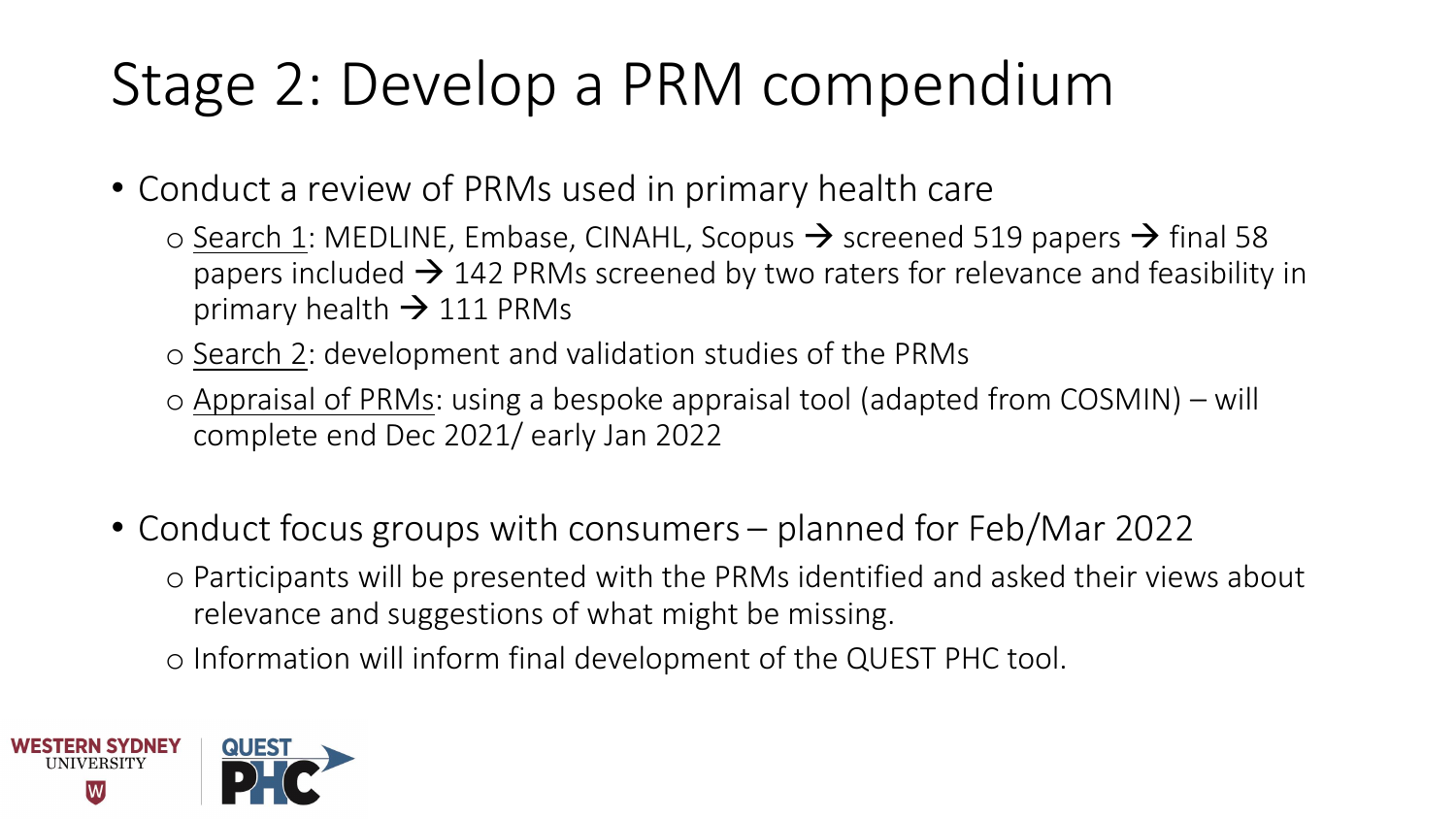# Stage 2: Develop a PRM compendium

- Conduct a review of PRMs used in primary health care
  - Search 1: MEDLINE, Embase, CINAHL, Scopus → screened 519 papers → final 58 papers included → 142 PRMs screened by two raters for relevance and feasibility in primary health → 111 PRMs
  - Search 2: development and validation studies of the PRMs
  - Appraisal of PRMs: using a bespoke appraisal tool (adapted from COSMIN) – will complete end Dec 2021/ early Jan 2022
- Conduct focus groups with consumers – planned for Feb/Mar 2022
  - Participants will be presented with the PRMs identified and asked their views about relevance and suggestions of what might be missing.
  - Information will inform final development of the QUEST PHC tool.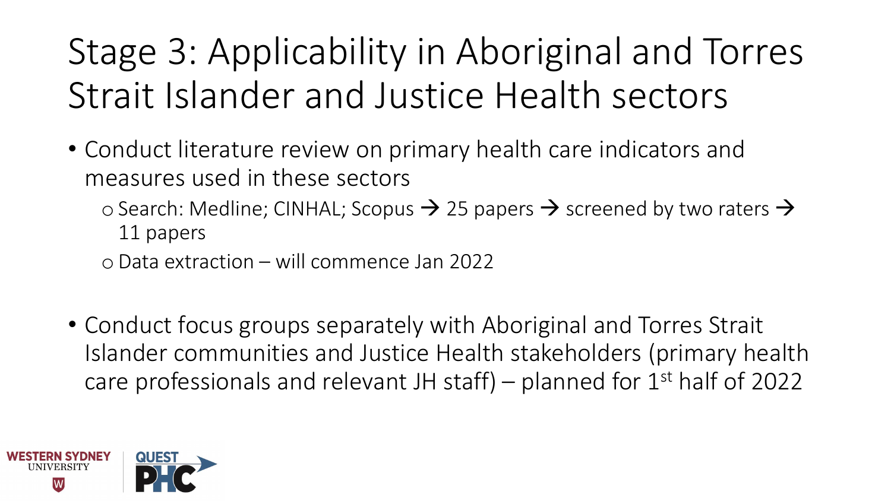# Stage 3: Applicability in Aboriginal and Torres Strait Islander and Justice Health sectors

- Conduct literature review on primary health care indicators and measures used in these sectors
  - Search: Medline; CINHAL; Scopus → 25 papers → screened by two raters → 11 papers
  - Data extraction – will commence Jan 2022

- Conduct focus groups separately with Aboriginal and Torres Strait Islander communities and Justice Health stakeholders (primary health care professionals and relevant JH staff) – planned for 1st half of 2022

WESTERN SYDNEY UNIVERSITY

QUEST PHC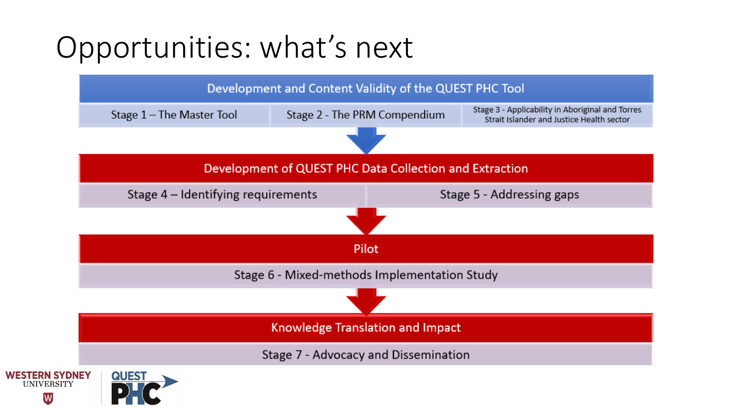# Opportunities: what's next

## Development and Content Validity of the QUEST PHC Tool

- Stage 1 – The Master Tool
- Stage 2 - The PRM Compendium
- Stage 3 - Applicability in Aboriginal and Torres Strait Islander and Justice Health sector

## Development of QUEST PHC Data Collection and Extraction

- Stage 4 – Identifying requirements
- Stage 5 - Addressing gaps

## Pilot

- Stage 6 - Mixed-methods Implementation Study

## Knowledge Translation and Impact

- Stage 7 - Advocacy and Dissemination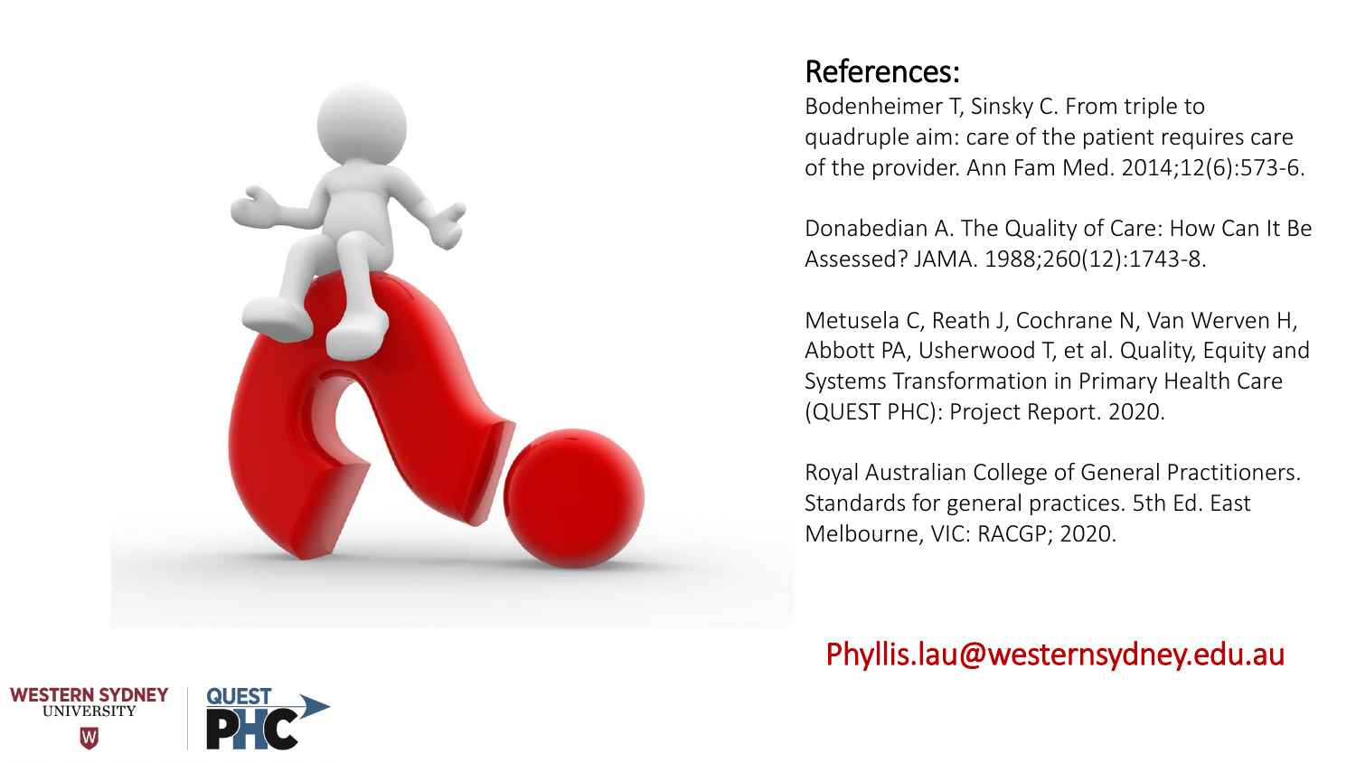## References:

Bodenheimer T, Sinsky C. From triple to quadruple aim: care of the patient requires care of the provider. Ann Fam Med. 2014;12(6):573-6.

Donabedian A. The Quality of Care: How Can It Be Assessed? JAMA. 1988;260(12):1743-8.

Metusela C, Reath J, Cochrane N, Van Werven H, Abbott PA, Usherwood T, et al. Quality, Equity and Systems Transformation in Primary Health Care (QUEST PHC): Project Report. 2020.

Royal Australian College of General Practitioners. Standards for general practices. 5th Ed. East Melbourne, VIC: RACGP; 2020.

Phyllis.lau@westernsydney.edu.au